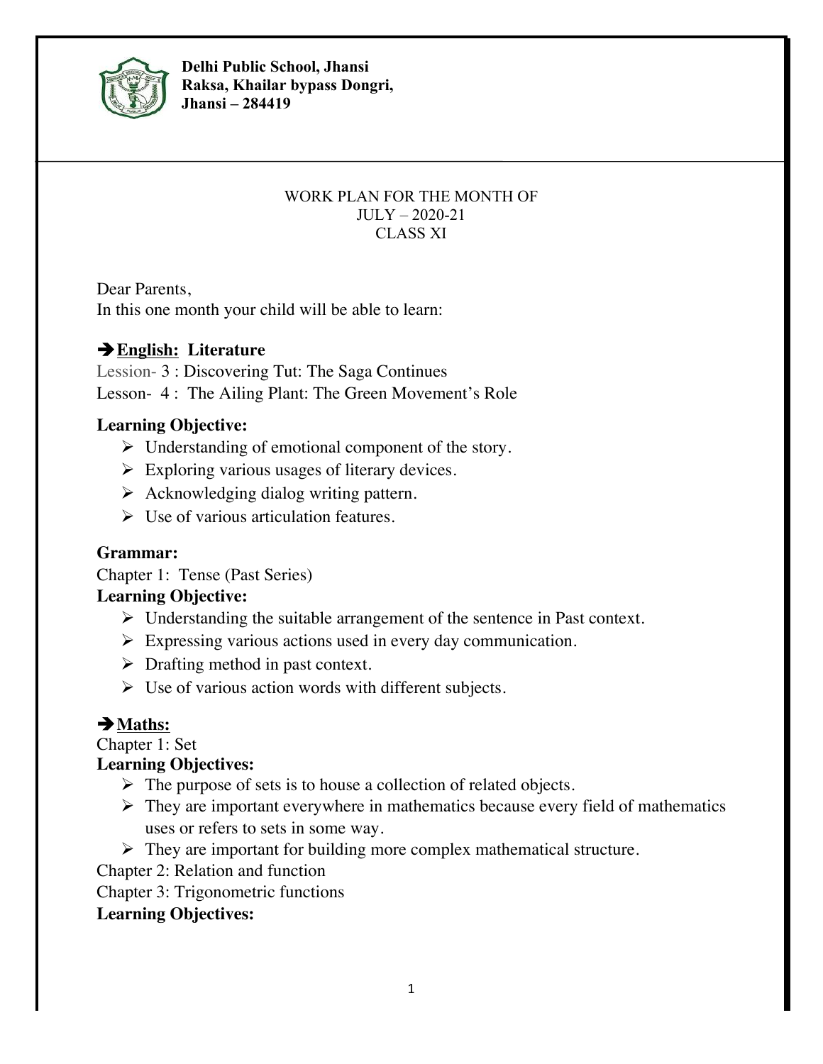**Delhi Public School, Jhansi**
**Raksa, Khailar bypass Dongri,**
**Jhansi – 284419**

WORK PLAN FOR THE MONTH OF
JULY – 2020-21
CLASS XI

Dear Parents,
In this one month your child will be able to learn:

## ➔ English: Literature

Lession- 3 : Discovering Tut: The Saga Continues
Lesson- 4 : The Ailing Plant: The Green Movement's Role

**Learning Objective:**

- Understanding of emotional component of the story.
- Exploring various usages of literary devices.
- Acknowledging dialog writing pattern.
- Use of various articulation features.

**Grammar:**

Chapter 1: Tense (Past Series)

**Learning Objective:**

- Understanding the suitable arrangement of the sentence in Past context.
- Expressing various actions used in every day communication.
- Drafting method in past context.
- Use of various action words with different subjects.

## ➔ Maths:

Chapter 1: Set

**Learning Objectives:**

- The purpose of sets is to house a collection of related objects.
- They are important everywhere in mathematics because every field of mathematics uses or refers to sets in some way.
- They are important for building more complex mathematical structure.

Chapter 2: Relation and function
Chapter 3: Trigonometric functions

**Learning Objectives:**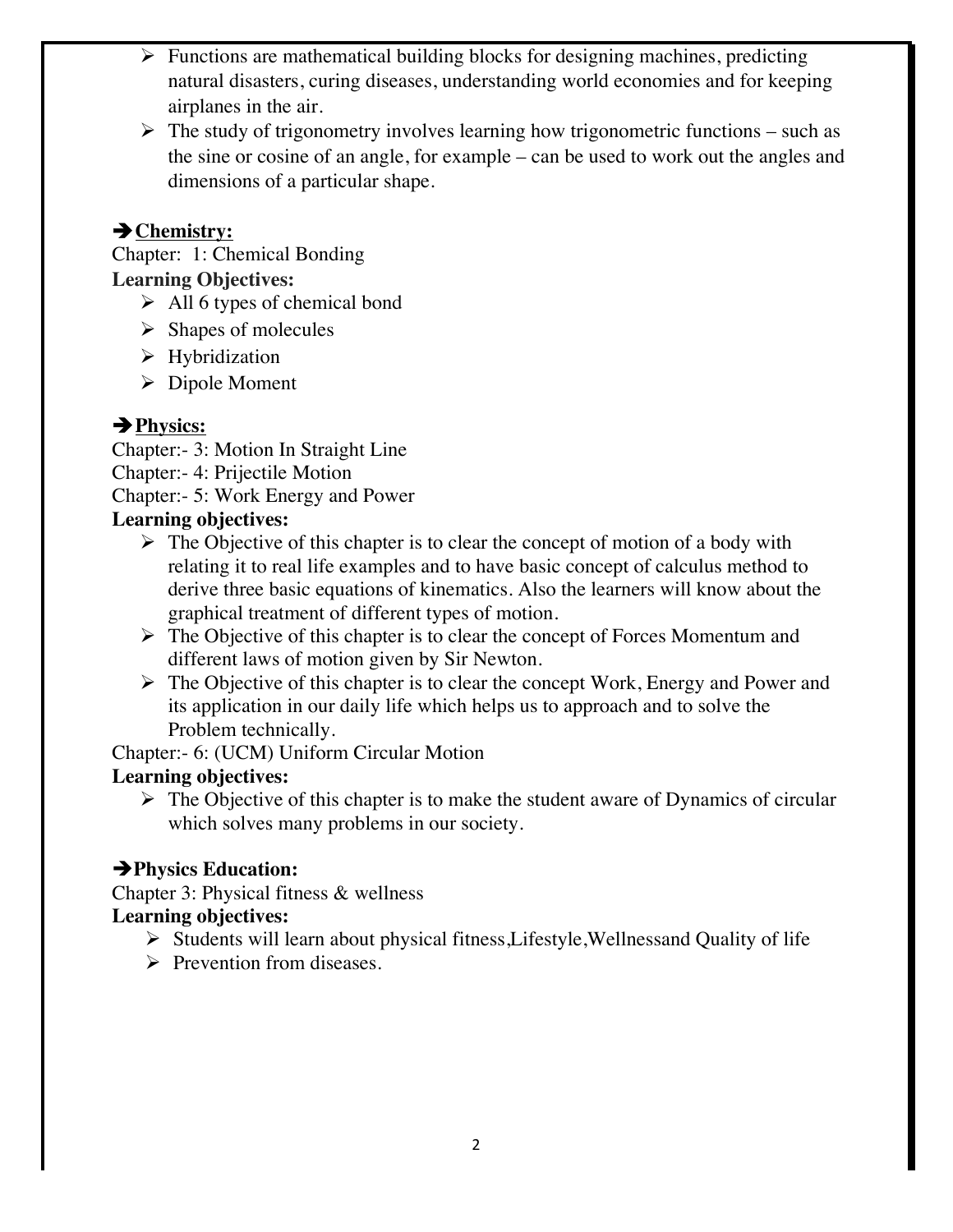- Functions are mathematical building blocks for designing machines, predicting natural disasters, curing diseases, understanding world economies and for keeping airplanes in the air.
- The study of trigonometry involves learning how trigonometric functions – such as the sine or cosine of an angle, for example – can be used to work out the angles and dimensions of a particular shape.

### → Chemistry:

Chapter: 1: Chemical Bonding

**Learning Objectives:**

- All 6 types of chemical bond
- Shapes of molecules
- Hybridization
- Dipole Moment

### → Physics:

Chapter:- 3: Motion In Straight Line

Chapter:- 4: Prijectile Motion

Chapter:- 5: Work Energy and Power

**Learning objectives:**

- The Objective of this chapter is to clear the concept of motion of a body with relating it to real life examples and to have basic concept of calculus method to derive three basic equations of kinematics. Also the learners will know about the graphical treatment of different types of motion.
- The Objective of this chapter is to clear the concept of Forces Momentum and different laws of motion given by Sir Newton.
- The Objective of this chapter is to clear the concept Work, Energy and Power and its application in our daily life which helps us to approach and to solve the Problem technically.

Chapter:- 6: (UCM) Uniform Circular Motion

**Learning objectives:**

- The Objective of this chapter is to make the student aware of Dynamics of circular which solves many problems in our society.

### → Physics Education:

Chapter 3: Physical fitness & wellness

**Learning objectives:**

- Students will learn about physical fitness,Lifestyle,Wellnessand Quality of life
- Prevention from diseases.